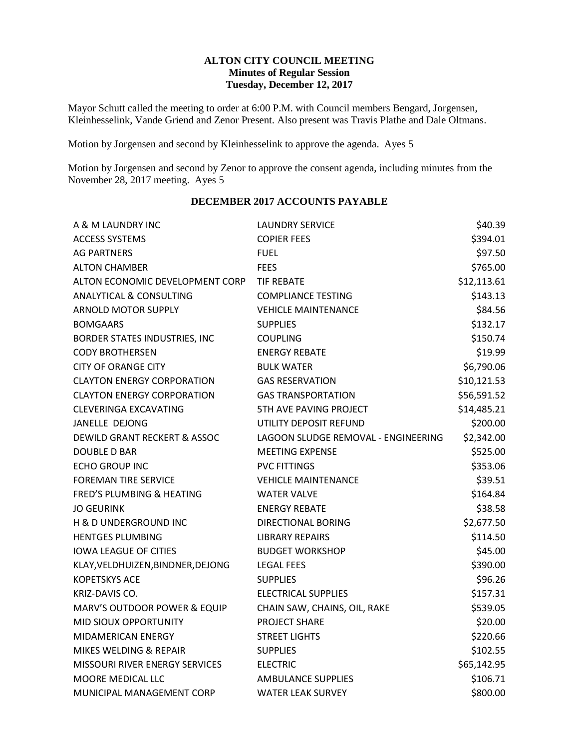# ALTON CITY COUNCIL MEETING

## Minutes of Regular Session

### Tuesday, December 12, 2017

Mayor Schutt called the meeting to order at 6:00 P.M. with Council members Bengard, Jorgensen, Kleinhesselink, Vande Griend and Zenor Present. Also present was Travis Plathe and Dale Oltmans.

Motion by Jorgensen and second by Kleinhesselink to approve the agenda. Ayes 5

Motion by Jorgensen and second by Zenor to approve the consent agenda, including minutes from the November 28, 2017 meeting. Ayes 5

## DECEMBER 2017 ACCOUNTS PAYABLE

| | | |
|---|---|---|
| A & M LAUNDRY INC | LAUNDRY SERVICE | $40.39 |
| ACCESS SYSTEMS | COPIER FEES | $394.01 |
| AG PARTNERS | FUEL | $97.50 |
| ALTON CHAMBER | FEES | $765.00 |
| ALTON ECONOMIC DEVELOPMENT CORP | TIF REBATE | $12,113.61 |
| ANALYTICAL & CONSULTING | COMPLIANCE TESTING | $143.13 |
| ARNOLD MOTOR SUPPLY | VEHICLE MAINTENANCE | $84.56 |
| BOMGAARS | SUPPLIES | $132.17 |
| BORDER STATES INDUSTRIES, INC | COUPLING | $150.74 |
| CODY BROTHERSEN | ENERGY REBATE | $19.99 |
| CITY OF ORANGE CITY | BULK WATER | $6,790.06 |
| CLAYTON ENERGY CORPORATION | GAS RESERVATION | $10,121.53 |
| CLAYTON ENERGY CORPORATION | GAS TRANSPORTATION | $56,591.52 |
| CLEVERINGA EXCAVATING | 5TH AVE PAVING PROJECT | $14,485.21 |
| JANELLE DEJONG | UTILITY DEPOSIT REFUND | $200.00 |
| DEWILD GRANT RECKERT & ASSOC | LAGOON SLUDGE REMOVAL - ENGINEERING | $2,342.00 |
| DOUBLE D BAR | MEETING EXPENSE | $525.00 |
| ECHO GROUP INC | PVC FITTINGS | $353.06 |
| FOREMAN TIRE SERVICE | VEHICLE MAINTENANCE | $39.51 |
| FRED'S PLUMBING & HEATING | WATER VALVE | $164.84 |
| JO GEURINK | ENERGY REBATE | $38.58 |
| H & D UNDERGROUND INC | DIRECTIONAL BORING | $2,677.50 |
| HENTGES PLUMBING | LIBRARY REPAIRS | $114.50 |
| IOWA LEAGUE OF CITIES | BUDGET WORKSHOP | $45.00 |
| KLAY,VELDHUIZEN,BINDNER,DEJONG | LEGAL FEES | $390.00 |
| KOPETSKYS ACE | SUPPLIES | $96.26 |
| KRIZ-DAVIS CO. | ELECTRICAL SUPPLIES | $157.31 |
| MARV'S OUTDOOR POWER & EQUIP | CHAIN SAW, CHAINS, OIL, RAKE | $539.05 |
| MID SIOUX OPPORTUNITY | PROJECT SHARE | $20.00 |
| MIDAMERICAN ENERGY | STREET LIGHTS | $220.66 |
| MIKES WELDING & REPAIR | SUPPLIES | $102.55 |
| MISSOURI RIVER ENERGY SERVICES | ELECTRIC | $65,142.95 |
| MOORE MEDICAL LLC | AMBULANCE SUPPLIES | $106.71 |
| MUNICIPAL MANAGEMENT CORP | WATER LEAK SURVEY | $800.00 |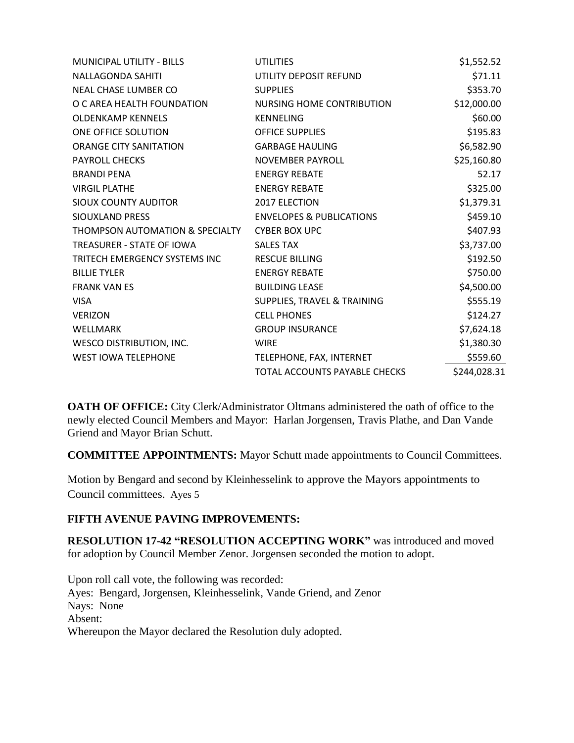| | | |
|---|---|---|
| MUNICIPAL UTILITY - BILLS | UTILITIES | $1,552.52 |
| NALLAGONDA SAHITI | UTILITY DEPOSIT REFUND | $71.11 |
| NEAL CHASE LUMBER CO | SUPPLIES | $353.70 |
| O C AREA HEALTH FOUNDATION | NURSING HOME CONTRIBUTION | $12,000.00 |
| OLDENKAMP KENNELS | KENNELING | $60.00 |
| ONE OFFICE SOLUTION | OFFICE SUPPLIES | $195.83 |
| ORANGE CITY SANITATION | GARBAGE HAULING | $6,582.90 |
| PAYROLL CHECKS | NOVEMBER PAYROLL | $25,160.80 |
| BRANDI PENA | ENERGY REBATE | 52.17 |
| VIRGIL PLATHE | ENERGY REBATE | $325.00 |
| SIOUX COUNTY AUDITOR | 2017 ELECTION | $1,379.31 |
| SIOUXLAND PRESS | ENVELOPES & PUBLICATIONS | $459.10 |
| THOMPSON AUTOMATION & SPECIALTY | CYBER BOX UPC | $407.93 |
| TREASURER - STATE OF IOWA | SALES TAX | $3,737.00 |
| TRITECH EMERGENCY SYSTEMS INC | RESCUE BILLING | $192.50 |
| BILLIE TYLER | ENERGY REBATE | $750.00 |
| FRANK VAN ES | BUILDING LEASE | $4,500.00 |
| VISA | SUPPLIES, TRAVEL & TRAINING | $555.19 |
| VERIZON | CELL PHONES | $124.27 |
| WELLMARK | GROUP INSURANCE | $7,624.18 |
| WESCO DISTRIBUTION, INC. | WIRE | $1,380.30 |
| WEST IOWA TELEPHONE | TELEPHONE, FAX, INTERNET | $559.60 |
| | TOTAL ACCOUNTS PAYABLE CHECKS | $244,028.31 |

**OATH OF OFFICE:** City Clerk/Administrator Oltmans administered the oath of office to the newly elected Council Members and Mayor: Harlan Jorgensen, Travis Plathe, and Dan Vande Griend and Mayor Brian Schutt.

**COMMITTEE APPOINTMENTS:** Mayor Schutt made appointments to Council Committees.

Motion by Bengard and second by Kleinhesselink to approve the Mayors appointments to Council committees. Ayes 5

**FIFTH AVENUE PAVING IMPROVEMENTS:**

**RESOLUTION 17-42 "RESOLUTION ACCEPTING WORK"** was introduced and moved for adoption by Council Member Zenor. Jorgensen seconded the motion to adopt.

Upon roll call vote, the following was recorded:
Ayes: Bengard, Jorgensen, Kleinhesselink, Vande Griend, and Zenor
Nays: None
Absent:
Whereupon the Mayor declared the Resolution duly adopted.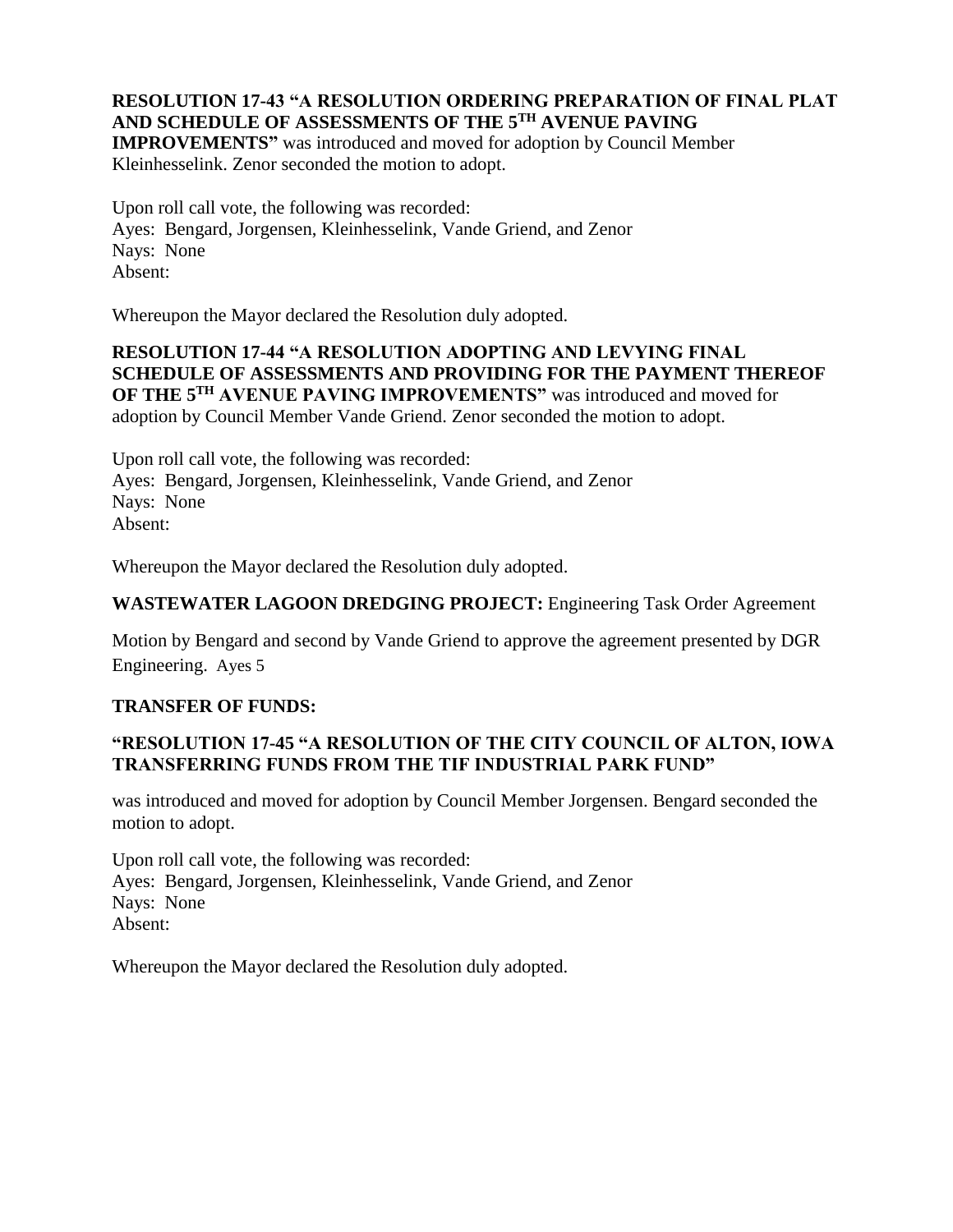**RESOLUTION 17-43 "A RESOLUTION ORDERING PREPARATION OF FINAL PLAT AND SCHEDULE OF ASSESSMENTS OF THE 5TH AVENUE PAVING IMPROVEMENTS"** was introduced and moved for adoption by Council Member Kleinhesselink. Zenor seconded the motion to adopt.

Upon roll call vote, the following was recorded:
Ayes: Bengard, Jorgensen, Kleinhesselink, Vande Griend, and Zenor
Nays: None
Absent:

Whereupon the Mayor declared the Resolution duly adopted.

**RESOLUTION 17-44 "A RESOLUTION ADOPTING AND LEVYING FINAL SCHEDULE OF ASSESSMENTS AND PROVIDING FOR THE PAYMENT THEREOF OF THE 5TH AVENUE PAVING IMPROVEMENTS"** was introduced and moved for adoption by Council Member Vande Griend. Zenor seconded the motion to adopt.

Upon roll call vote, the following was recorded:
Ayes: Bengard, Jorgensen, Kleinhesselink, Vande Griend, and Zenor
Nays: None
Absent:

Whereupon the Mayor declared the Resolution duly adopted.

**WASTEWATER LAGOON DREDGING PROJECT:** Engineering Task Order Agreement

Motion by Bengard and second by Vande Griend to approve the agreement presented by DGR Engineering. Ayes 5

**TRANSFER OF FUNDS:**

**"RESOLUTION 17-45 "A RESOLUTION OF THE CITY COUNCIL OF ALTON, IOWA TRANSFERRING FUNDS FROM THE TIF INDUSTRIAL PARK FUND"**

was introduced and moved for adoption by Council Member Jorgensen. Bengard seconded the motion to adopt.

Upon roll call vote, the following was recorded:
Ayes: Bengard, Jorgensen, Kleinhesselink, Vande Griend, and Zenor
Nays: None
Absent:

Whereupon the Mayor declared the Resolution duly adopted.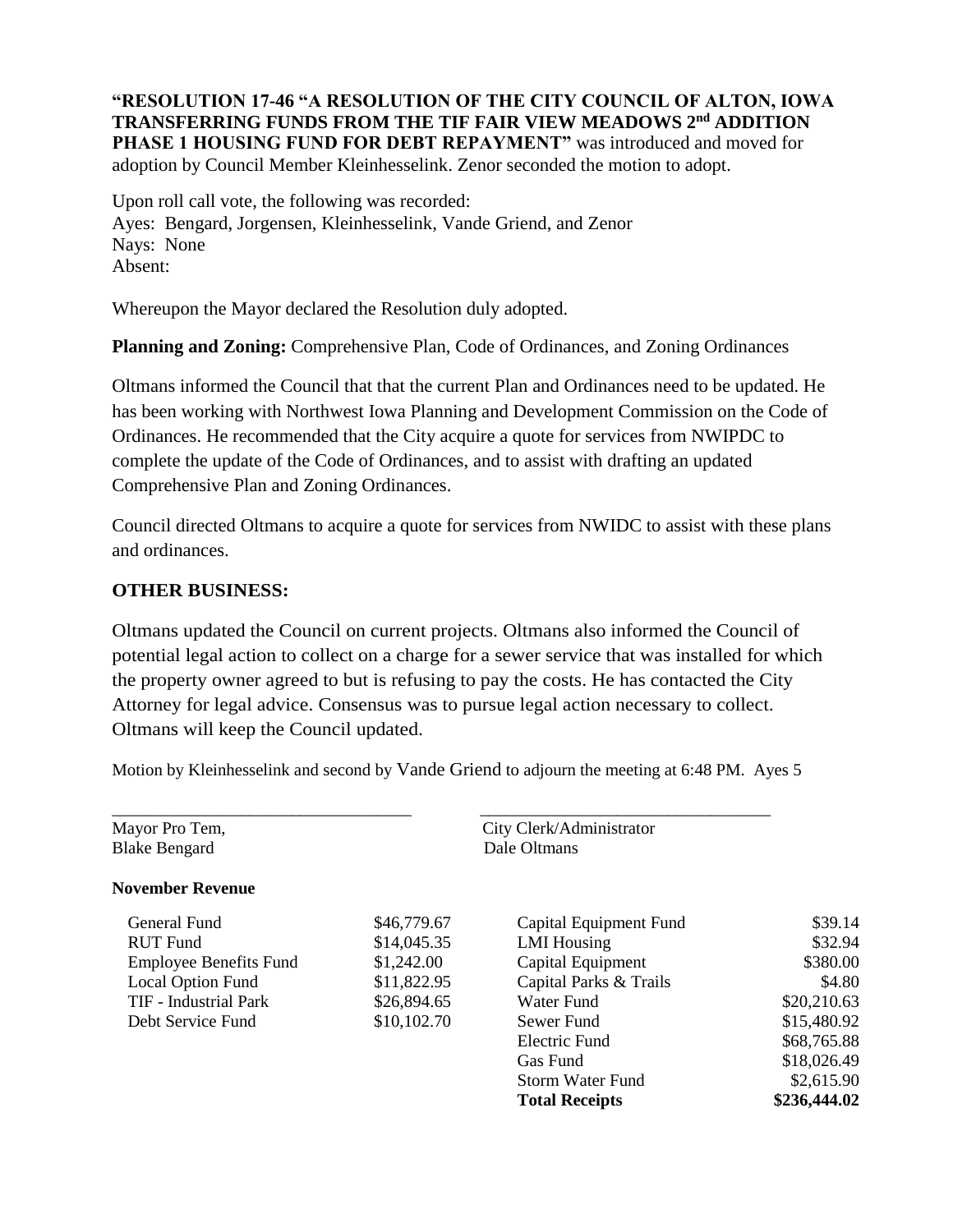**"RESOLUTION 17-46 "A RESOLUTION OF THE CITY COUNCIL OF ALTON, IOWA TRANSFERRING FUNDS FROM THE TIF FAIR VIEW MEADOWS 2nd ADDITION PHASE 1 HOUSING FUND FOR DEBT REPAYMENT"** was introduced and moved for adoption by Council Member Kleinhesselink. Zenor seconded the motion to adopt.

Upon roll call vote, the following was recorded:
Ayes: Bengard, Jorgensen, Kleinhesselink, Vande Griend, and Zenor
Nays: None
Absent:

Whereupon the Mayor declared the Resolution duly adopted.

**Planning and Zoning:** Comprehensive Plan, Code of Ordinances, and Zoning Ordinances

Oltmans informed the Council that that the current Plan and Ordinances need to be updated. He has been working with Northwest Iowa Planning and Development Commission on the Code of Ordinances. He recommended that the City acquire a quote for services from NWIPDC to complete the update of the Code of Ordinances, and to assist with drafting an updated Comprehensive Plan and Zoning Ordinances.

Council directed Oltmans to acquire a quote for services from NWIDC to assist with these plans and ordinances.

## OTHER BUSINESS:

Oltmans updated the Council on current projects. Oltmans also informed the Council of potential legal action to collect on a charge for a sewer service that was installed for which the property owner agreed to but is refusing to pay the costs. He has contacted the City Attorney for legal advice. Consensus was to pursue legal action necessary to collect. Oltmans will keep the Council updated.

Motion by Kleinhesselink and second by Vande Griend to adjourn the meeting at 6:48 PM. Ayes 5

\_\_\_\_\_\_\_\_\_\_\_\_\_\_\_\_\_\_\_\_\_\_\_\_\_\_\_\_\_\_\_\_\_\_ \_\_\_\_\_\_\_\_\_\_\_\_\_\_\_\_\_\_\_\_\_\_\_\_\_\_\_\_\_\_\_\_\_\_

Mayor Pro Tem, Blake Bengard

City Clerk/Administrator Dale Oltmans

**November Revenue**

| | | | |
|---|---|---|---|
| General Fund | $46,779.67 | Capital Equipment Fund | $39.14 |
| RUT Fund | $14,045.35 | LMI Housing | $32.94 |
| Employee Benefits Fund | $1,242.00 | Capital Equipment | $380.00 |
| Local Option Fund | $11,822.95 | Capital Parks & Trails | $4.80 |
| TIF - Industrial Park | $26,894.65 | Water Fund | $20,210.63 |
| Debt Service Fund | $10,102.70 | Sewer Fund | $15,480.92 |
| | | Electric Fund | $68,765.88 |
| | | Gas Fund | $18,026.49 |
| | | Storm Water Fund | $2,615.90 |
| | | **Total Receipts** | **$236,444.02** |